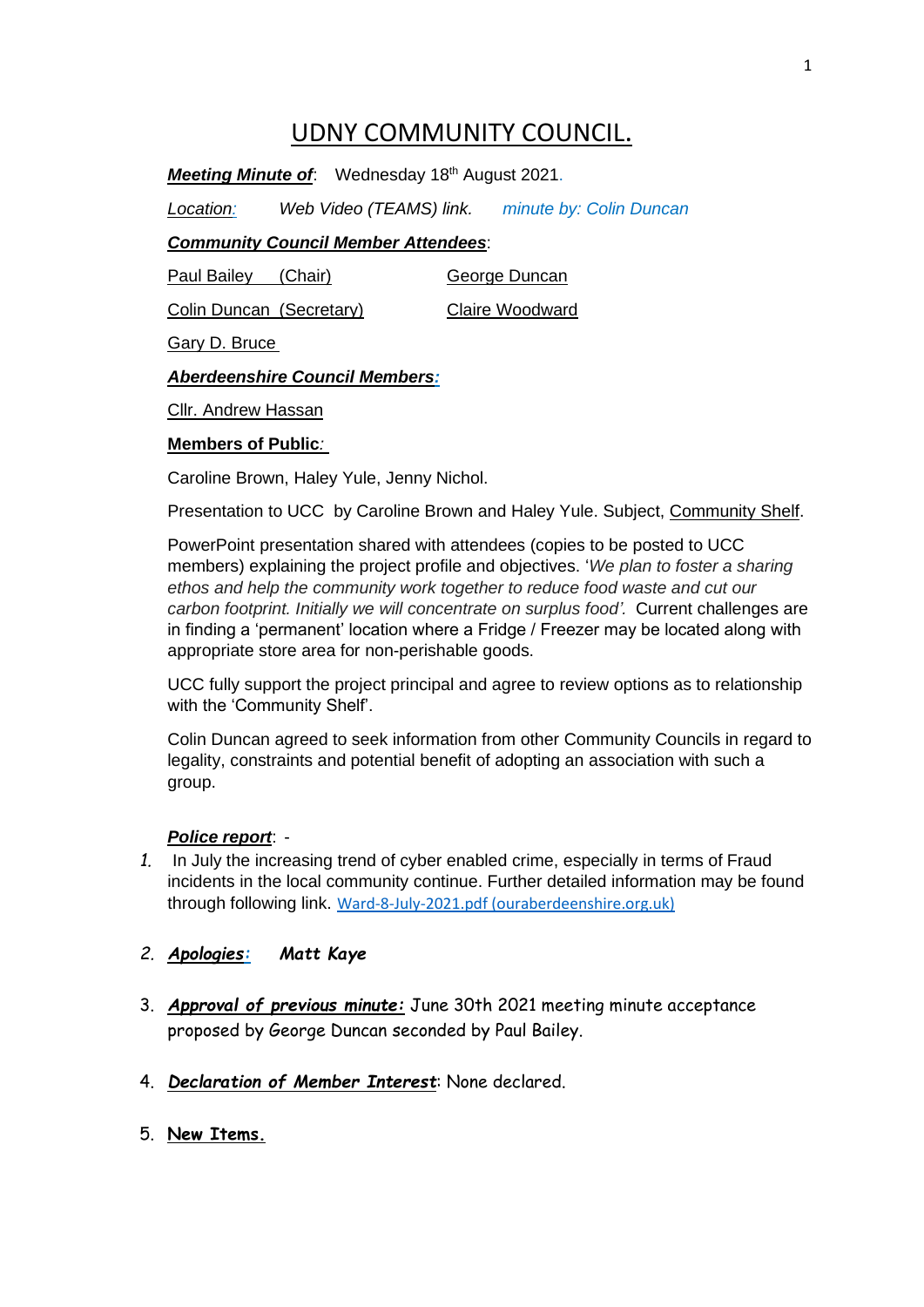# UDNY COMMUNITY COUNCIL.

***Meeting Minute of***: Wednesday 18th August 2021.

*Location:* *Web Video (TEAMS) link.* *minute by: Colin Duncan*

***Community Council Member Attendees***:

Paul Bailey (Chair) | George Duncan

Colin Duncan (Secretary) | Claire Woodward

Gary D. Bruce

***Aberdeenshire Council Members:***

Cllr. Andrew Hassan

**Members of Public:**

Caroline Brown, Haley Yule, Jenny Nichol.

Presentation to UCC by Caroline Brown and Haley Yule. Subject, Community Shelf.

PowerPoint presentation shared with attendees (copies to be posted to UCC members) explaining the project profile and objectives. '*We plan to foster a sharing ethos and help the community work together to reduce food waste and cut our carbon footprint. Initially we will concentrate on surplus food'.* Current challenges are in finding a 'permanent' location where a Fridge / Freezer may be located along with appropriate store area for non-perishable goods.

UCC fully support the project principal and agree to review options as to relationship with the 'Community Shelf'.

Colin Duncan agreed to seek information from other Community Councils in regard to legality, constraints and potential benefit of adopting an association with such a group.

***Police report***: -

1. In July the increasing trend of cyber enabled crime, especially in terms of Fraud incidents in the local community continue. Further detailed information may be found through following link. Ward-8-July-2021.pdf (ouraberdeenshire.org.uk)

2. ***Apologies:*** ***Matt Kaye***

3. ***Approval of previous minute:*** June 30th 2021 meeting minute acceptance proposed by George Duncan seconded by Paul Bailey.

4. ***Declaration of Member Interest***: None declared.

5. **New Items.**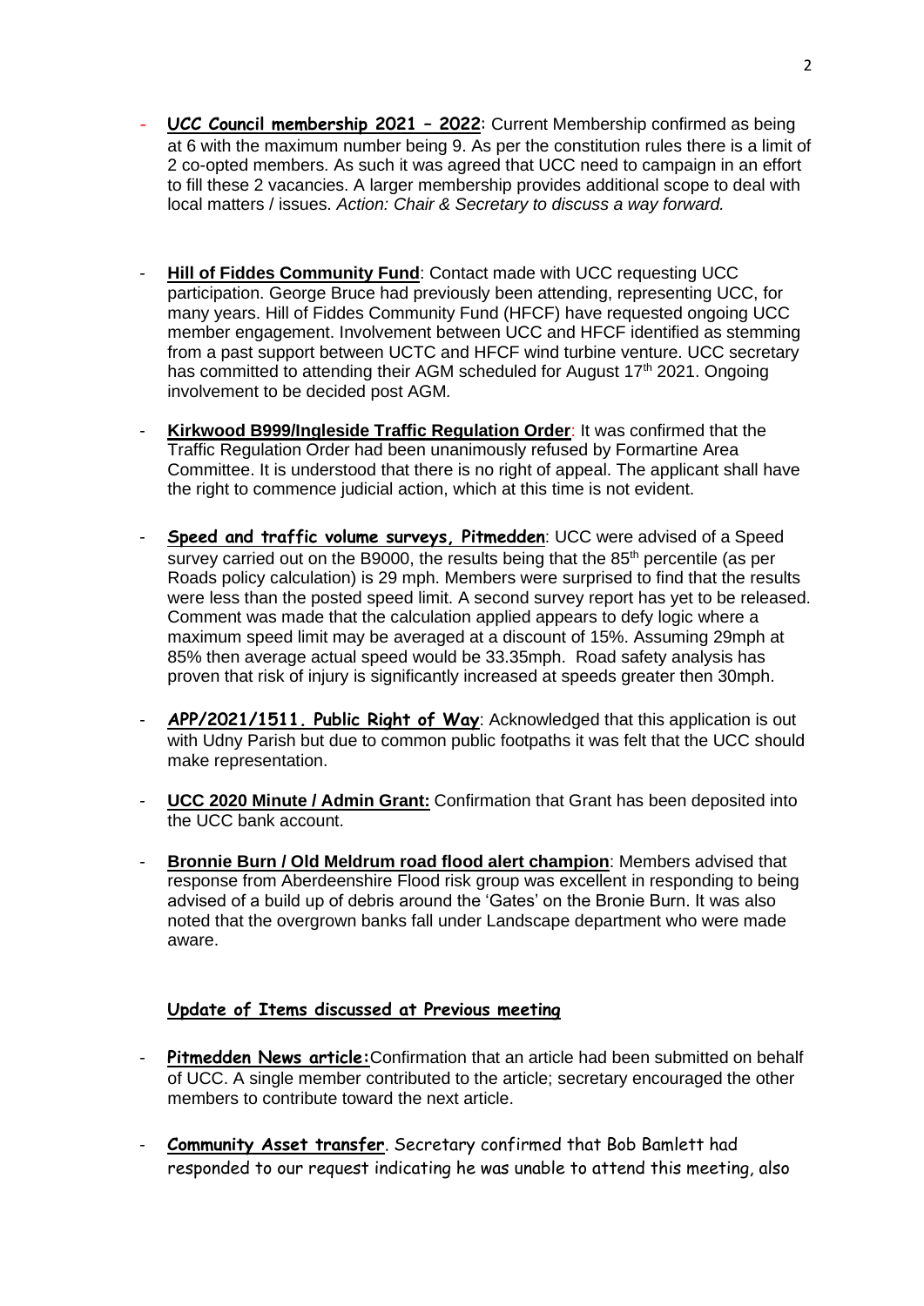- **UCC Council membership 2021 – 2022**: Current Membership confirmed as being at 6 with the maximum number being 9. As per the constitution rules there is a limit of 2 co-opted members. As such it was agreed that UCC need to campaign in an effort to fill these 2 vacancies. A larger membership provides additional scope to deal with local matters / issues. *Action: Chair & Secretary to discuss a way forward.*

- **Hill of Fiddes Community Fund**: Contact made with UCC requesting UCC participation. George Bruce had previously been attending, representing UCC, for many years. Hill of Fiddes Community Fund (HFCF) have requested ongoing UCC member engagement. Involvement between UCC and HFCF identified as stemming from a past support between UCTC and HFCF wind turbine venture. UCC secretary has committed to attending their AGM scheduled for August 17th 2021. Ongoing involvement to be decided post AGM.

- **Kirkwood B999/Ingleside Traffic Regulation Order**: It was confirmed that the Traffic Regulation Order had been unanimously refused by Formartine Area Committee. It is understood that there is no right of appeal. The applicant shall have the right to commence judicial action, which at this time is not evident.

- **Speed and traffic volume surveys, Pitmedden**: UCC were advised of a Speed survey carried out on the B9000, the results being that the 85th percentile (as per Roads policy calculation) is 29 mph. Members were surprised to find that the results were less than the posted speed limit. A second survey report has yet to be released. Comment was made that the calculation applied appears to defy logic where a maximum speed limit may be averaged at a discount of 15%. Assuming 29mph at 85% then average actual speed would be 33.35mph. Road safety analysis has proven that risk of injury is significantly increased at speeds greater then 30mph.

- **APP/2021/1511. Public Right of Way**: Acknowledged that this application is out with Udny Parish but due to common public footpaths it was felt that the UCC should make representation.

- **UCC 2020 Minute / Admin Grant:** Confirmation that Grant has been deposited into the UCC bank account.

- **Bronnie Burn / Old Meldrum road flood alert champion**: Members advised that response from Aberdeenshire Flood risk group was excellent in responding to being advised of a build up of debris around the 'Gates' on the Bronie Burn. It was also noted that the overgrown banks fall under Landscape department who were made aware.

## Update of Items discussed at Previous meeting

- **Pitmedden News article:** Confirmation that an article had been submitted on behalf of UCC. A single member contributed to the article; secretary encouraged the other members to contribute toward the next article.

- **Community Asset transfer**. Secretary confirmed that Bob Bamlett had responded to our request indicating he was unable to attend this meeting, also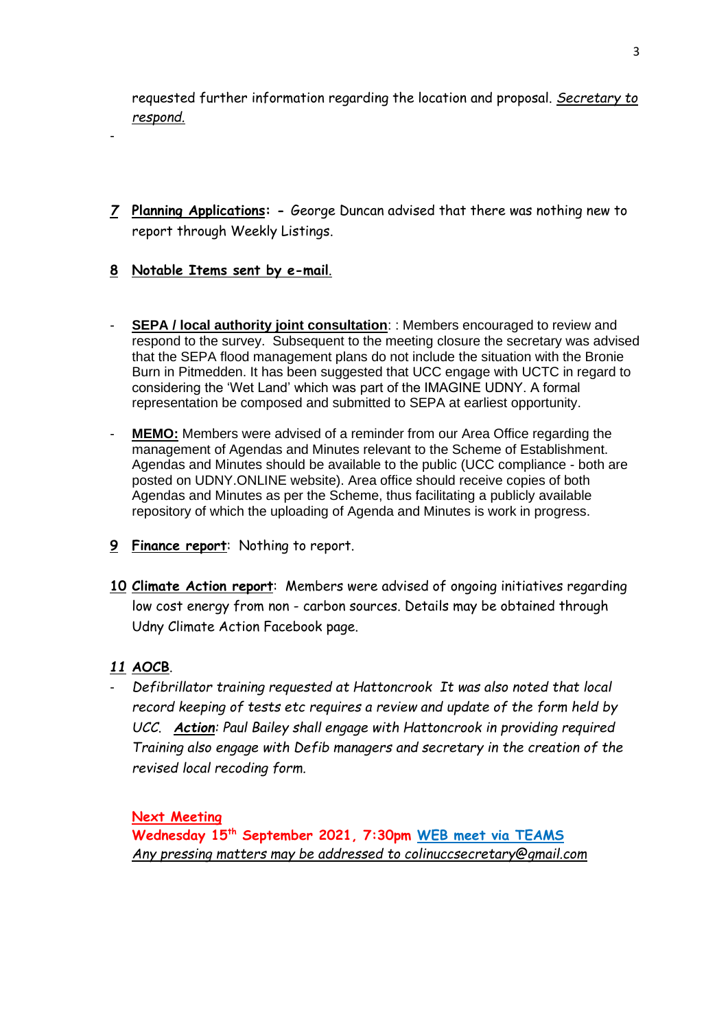requested further information regarding the location and proposal. *Secretary to respond.*

-

**7 Planning Applications: -** *George Duncan advised that there was nothing new to report through Weekly Listings.*

**8 Notable Items sent by e-mail.**

- **SEPA / local authority joint consultation**: : Members encouraged to review and respond to the survey. Subsequent to the meeting closure the secretary was advised that the SEPA flood management plans do not include the situation with the Bronie Burn in Pitmedden. It has been suggested that UCC engage with UCTC in regard to considering the 'Wet Land' which was part of the IMAGINE UDNY. A formal representation be composed and submitted to SEPA at earliest opportunity.
- **MEMO:** Members were advised of a reminder from our Area Office regarding the management of Agendas and Minutes relevant to the Scheme of Establishment. Agendas and Minutes should be available to the public (UCC compliance - both are posted on UDNY.ONLINE website). Area office should receive copies of both Agendas and Minutes as per the Scheme, thus facilitating a publicly available repository of which the uploading of Agenda and Minutes is work in progress.

**9 Finance report**: Nothing to report.

**10 Climate Action report**: Members were advised of ongoing initiatives regarding low cost energy from non - carbon sources. Details may be obtained through Udny Climate Action Facebook page.

**11 AOCB.**

- *Defibrillator training requested at Hattoncrook It was also noted that local record keeping of tests etc requires a review and update of the form held by UCC. **Action**: Paul Bailey shall engage with Hattoncrook in providing required Training also engage with Defib managers and secretary in the creation of the revised local recoding form.*

**Next Meeting**
**Wednesday 15th September 2021, 7:30pm WEB meet via TEAMS**
*Any pressing matters may be addressed to colinuccsecretary@gmail.com*